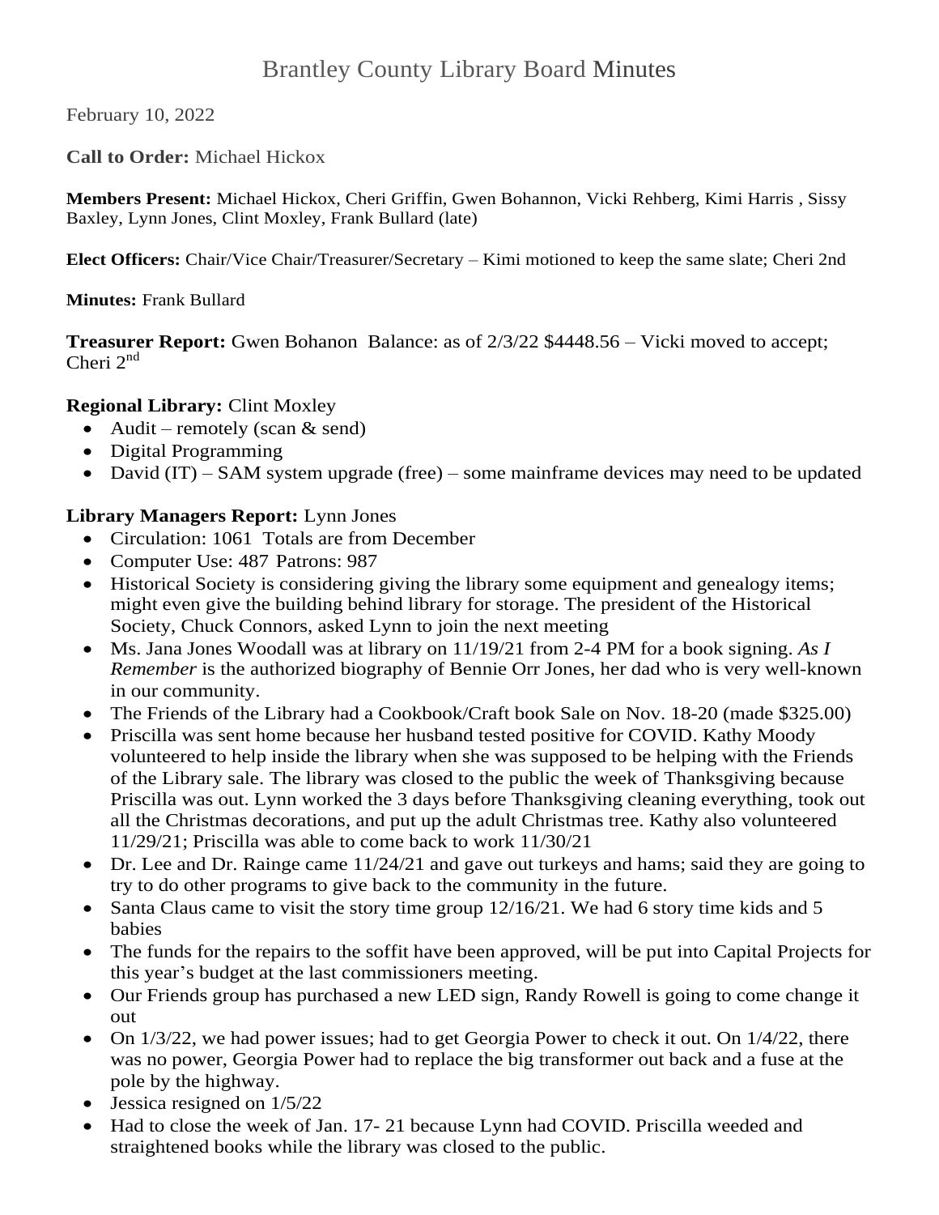# Brantley County Library Board Minutes

February 10, 2022

**Call to Order:** Michael Hickox

**Members Present:** Michael Hickox, Cheri Griffin, Gwen Bohannon, Vicki Rehberg, Kimi Harris , Sissy Baxley, Lynn Jones, Clint Moxley, Frank Bullard (late)

**Elect Officers:** Chair/Vice Chair/Treasurer/Secretary – Kimi motioned to keep the same slate; Cheri 2nd

**Minutes:** Frank Bullard

**Treasurer Report:** Gwen Bohanon Balance: as of 2/3/22 $4448.56 – Vicki moved to accept; Cheri 2nd

**Regional Library:** Clint Moxley

- Audit – remotely (scan & send)
- Digital Programming
- David (IT) – SAM system upgrade (free) – some mainframe devices may need to be updated

**Library Managers Report:** Lynn Jones

- Circulation: 1061 Totals are from December
- Computer Use: 487 Patrons: 987
- Historical Society is considering giving the library some equipment and genealogy items; might even give the building behind library for storage. The president of the Historical Society, Chuck Connors, asked Lynn to join the next meeting
- Ms. Jana Jones Woodall was at library on 11/19/21 from 2-4 PM for a book signing. *As I Remember* is the authorized biography of Bennie Orr Jones, her dad who is very well-known in our community.
- The Friends of the Library had a Cookbook/Craft book Sale on Nov. 18-20 (made $325.00)
- Priscilla was sent home because her husband tested positive for COVID. Kathy Moody volunteered to help inside the library when she was supposed to be helping with the Friends of the Library sale. The library was closed to the public the week of Thanksgiving because Priscilla was out. Lynn worked the 3 days before Thanksgiving cleaning everything, took out all the Christmas decorations, and put up the adult Christmas tree. Kathy also volunteered 11/29/21; Priscilla was able to come back to work 11/30/21
- Dr. Lee and Dr. Rainge came 11/24/21 and gave out turkeys and hams; said they are going to try to do other programs to give back to the community in the future.
- Santa Claus came to visit the story time group 12/16/21. We had 6 story time kids and 5 babies
- The funds for the repairs to the soffit have been approved, will be put into Capital Projects for this year's budget at the last commissioners meeting.
- Our Friends group has purchased a new LED sign, Randy Rowell is going to come change it out
- On 1/3/22, we had power issues; had to get Georgia Power to check it out. On 1/4/22, there was no power, Georgia Power had to replace the big transformer out back and a fuse at the pole by the highway.
- Jessica resigned on 1/5/22
- Had to close the week of Jan. 17- 21 because Lynn had COVID. Priscilla weeded and straightened books while the library was closed to the public.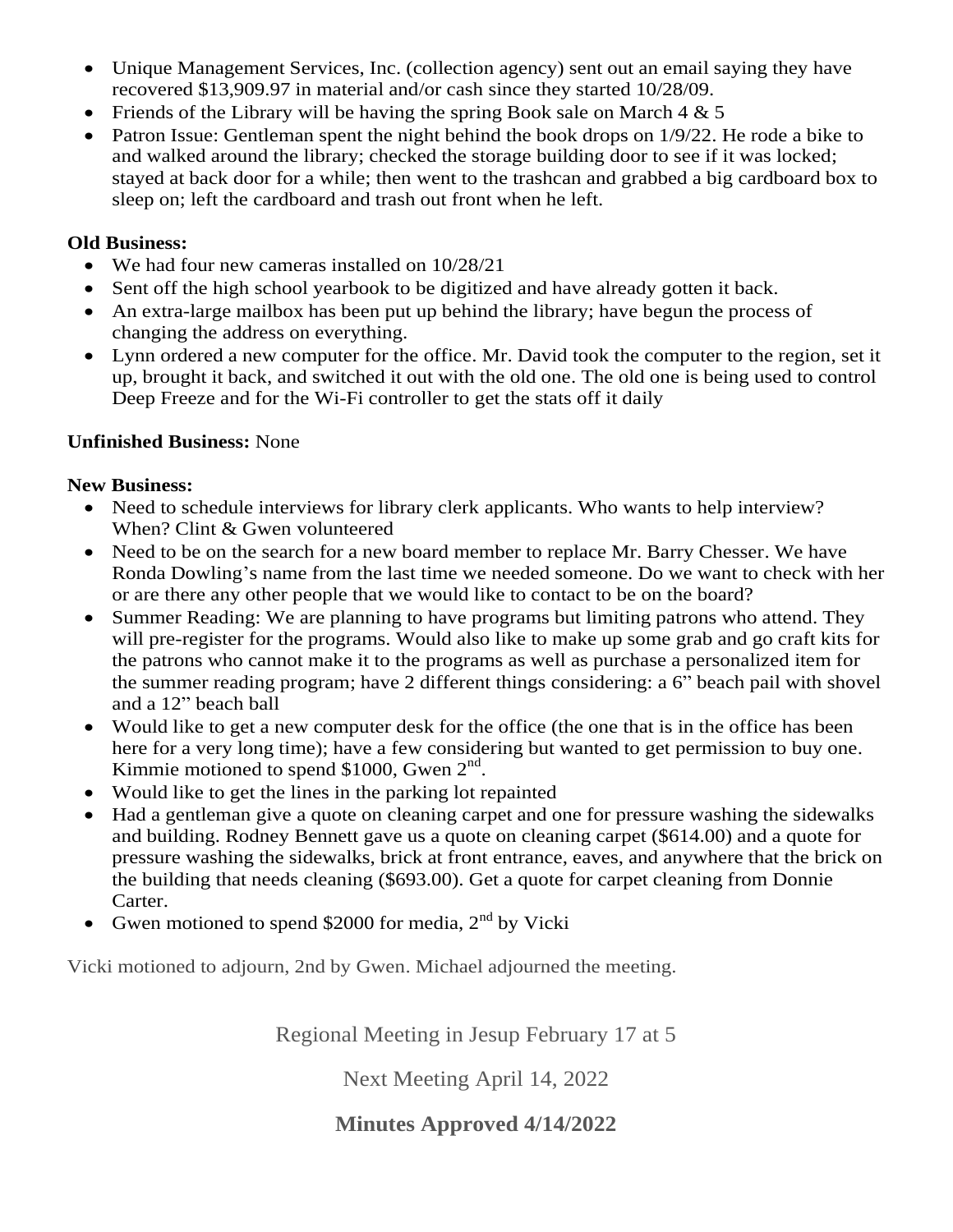- Unique Management Services, Inc. (collection agency) sent out an email saying they have recovered $13,909.97 in material and/or cash since they started 10/28/09.
- Friends of the Library will be having the spring Book sale on March 4 & 5
- Patron Issue: Gentleman spent the night behind the book drops on 1/9/22. He rode a bike to and walked around the library; checked the storage building door to see if it was locked; stayed at back door for a while; then went to the trashcan and grabbed a big cardboard box to sleep on; left the cardboard and trash out front when he left.

**Old Business:**

- We had four new cameras installed on 10/28/21
- Sent off the high school yearbook to be digitized and have already gotten it back.
- An extra-large mailbox has been put up behind the library; have begun the process of changing the address on everything.
- Lynn ordered a new computer for the office. Mr. David took the computer to the region, set it up, brought it back, and switched it out with the old one. The old one is being used to control Deep Freeze and for the Wi-Fi controller to get the stats off it daily

**Unfinished Business:** None

**New Business:**

- Need to schedule interviews for library clerk applicants. Who wants to help interview? When? Clint & Gwen volunteered
- Need to be on the search for a new board member to replace Mr. Barry Chesser. We have Ronda Dowling's name from the last time we needed someone. Do we want to check with her or are there any other people that we would like to contact to be on the board?
- Summer Reading: We are planning to have programs but limiting patrons who attend. They will pre-register for the programs. Would also like to make up some grab and go craft kits for the patrons who cannot make it to the programs as well as purchase a personalized item for the summer reading program; have 2 different things considering: a 6" beach pail with shovel and a 12" beach ball
- Would like to get a new computer desk for the office (the one that is in the office has been here for a very long time); have a few considering but wanted to get permission to buy one. Kimmie motioned to spend $1000, Gwen 2nd.
- Would like to get the lines in the parking lot repainted
- Had a gentleman give a quote on cleaning carpet and one for pressure washing the sidewalks and building. Rodney Bennett gave us a quote on cleaning carpet ($614.00) and a quote for pressure washing the sidewalks, brick at front entrance, eaves, and anywhere that the brick on the building that needs cleaning ($693.00). Get a quote for carpet cleaning from Donnie Carter.
- Gwen motioned to spend $2000 for media, 2nd by Vicki

Vicki motioned to adjourn, 2nd by Gwen. Michael adjourned the meeting.

Regional Meeting in Jesup February 17 at 5

Next Meeting April 14, 2022

**Minutes Approved 4/14/2022**